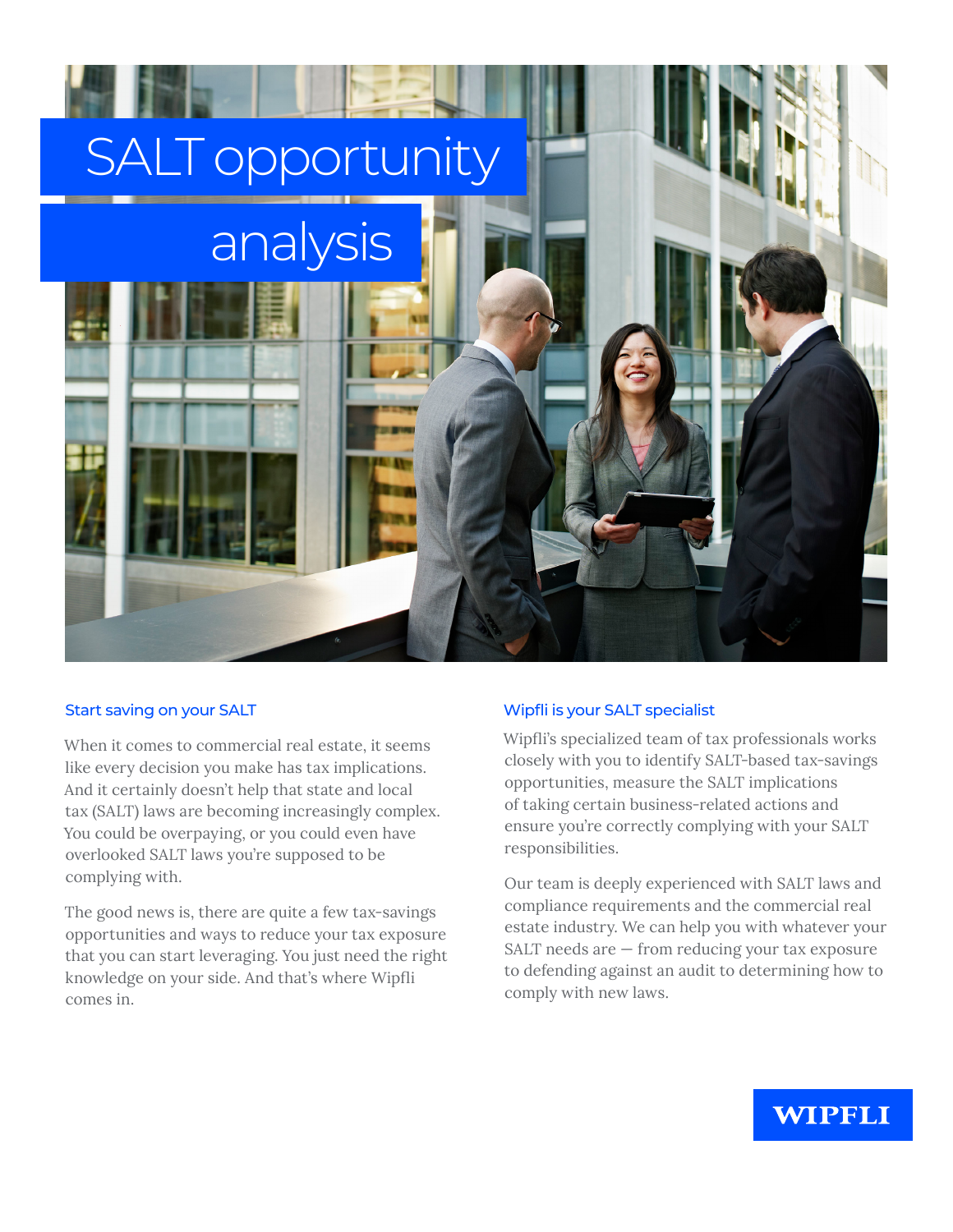# SALT opportunity analysis

## Start saving on your SALT

When it comes to commercial real estate, it seems like every decision you make has tax implications. And it certainly doesn't help that state and local tax (SALT) laws are becoming increasingly complex. You could be overpaying, or you could even have overlooked SALT laws you're supposed to be complying with.

The good news is, there are quite a few tax-savings opportunities and ways to reduce your tax exposure that you can start leveraging. You just need the right knowledge on your side. And that's where Wipfli comes in.

## Wipfli is your SALT specialist

Wipfli's specialized team of tax professionals works closely with you to identify SALT-based tax-savings opportunities, measure the SALT implications of taking certain business-related actions and ensure you're correctly complying with your SALT responsibilities.

Our team is deeply experienced with SALT laws and compliance requirements and the commercial real estate industry. We can help you with whatever your SALT needs are — from reducing your tax exposure to defending against an audit to determining how to comply with new laws.

WIPFLI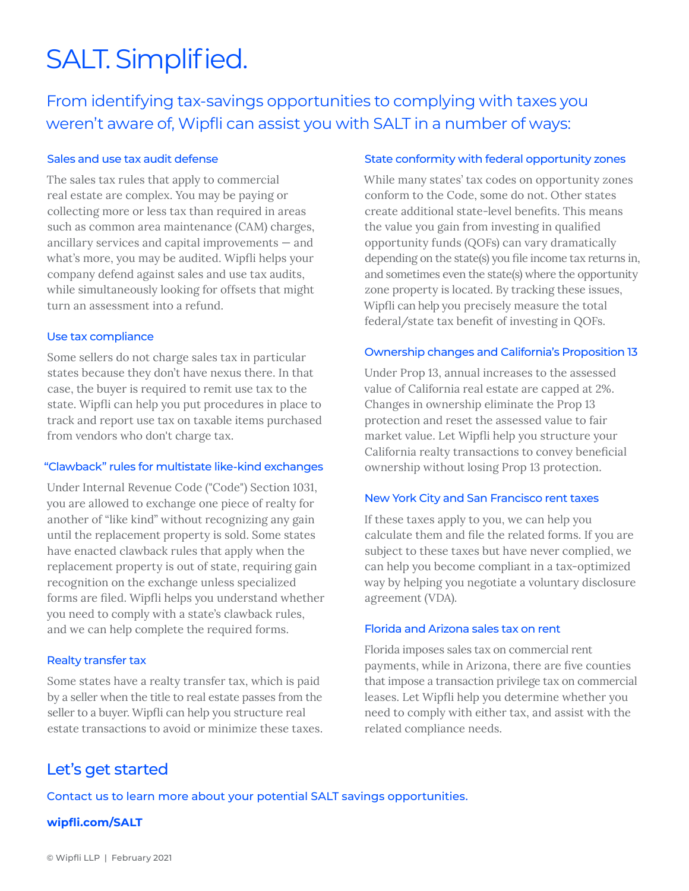# SALT. Simplified.

## From identifying tax-savings opportunities to complying with taxes you weren't aware of, Wipfli can assist you with SALT in a number of ways:

### Sales and use tax audit defense

The sales tax rules that apply to commercial real estate are complex. You may be paying or collecting more or less tax than required in areas such as common area maintenance (CAM) charges, ancillary services and capital improvements — and what's more, you may be audited. Wipfli helps your company defend against sales and use tax audits, while simultaneously looking for offsets that might turn an assessment into a refund.

### Use tax compliance

Some sellers do not charge sales tax in particular states because they don't have nexus there. In that case, the buyer is required to remit use tax to the state. Wipfli can help you put procedures in place to track and report use tax on taxable items purchased from vendors who don't charge tax.

### "Clawback" rules for multistate like-kind exchanges

Under Internal Revenue Code ("Code") Section 1031, you are allowed to exchange one piece of realty for another of "like kind" without recognizing any gain until the replacement property is sold. Some states have enacted clawback rules that apply when the replacement property is out of state, requiring gain recognition on the exchange unless specialized forms are filed. Wipfli helps you understand whether you need to comply with a state's clawback rules, and we can help complete the required forms.

### Realty transfer tax

Some states have a realty transfer tax, which is paid by a seller when the title to real estate passes from the seller to a buyer. Wipfli can help you structure real estate transactions to avoid or minimize these taxes.

### State conformity with federal opportunity zones

While many states' tax codes on opportunity zones conform to the Code, some do not. Other states create additional state-level benefits. This means the value you gain from investing in qualified opportunity funds (QOFs) can vary dramatically depending on the state(s) you file income tax returns in, and sometimes even the state(s) where the opportunity zone property is located. By tracking these issues, Wipfli can help you precisely measure the total federal/state tax benefit of investing in QOFs.

### Ownership changes and California's Proposition 13

Under Prop 13, annual increases to the assessed value of California real estate are capped at 2%. Changes in ownership eliminate the Prop 13 protection and reset the assessed value to fair market value. Let Wipfli help you structure your California realty transactions to convey beneficial ownership without losing Prop 13 protection.

### New York City and San Francisco rent taxes

If these taxes apply to you, we can help you calculate them and file the related forms. If you are subject to these taxes but have never complied, we can help you become compliant in a tax-optimized way by helping you negotiate a voluntary disclosure agreement (VDA).

### Florida and Arizona sales tax on rent

Florida imposes sales tax on commercial rent payments, while in Arizona, there are five counties that impose a transaction privilege tax on commercial leases. Let Wipfli help you determine whether you need to comply with either tax, and assist with the related compliance needs.

## Let's get started

Contact us to learn more about your potential SALT savings opportunities.

**wipfli.com/SALT**

© Wipfli LLP | February 2021